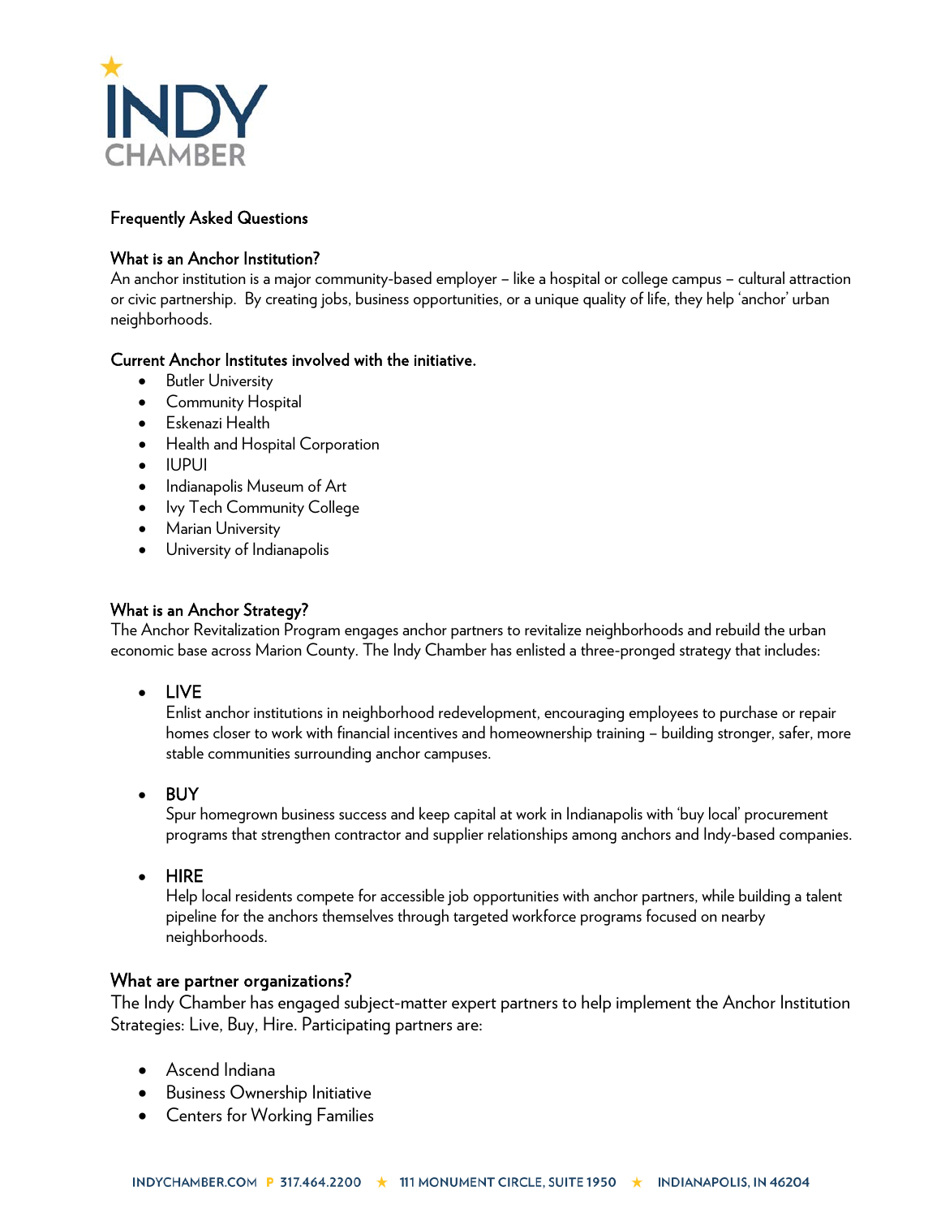# INDY CHAMBER

## Frequently Asked Questions

### What is an Anchor Institution?

An anchor institution is a major community-based employer – like a hospital or college campus – cultural attraction or civic partnership. By creating jobs, business opportunities, or a unique quality of life, they help 'anchor' urban neighborhoods.

### Current Anchor Institutes involved with the initiative.

- Butler University
- Community Hospital
- Eskenazi Health
- Health and Hospital Corporation
- IUPUI
- Indianapolis Museum of Art
- Ivy Tech Community College
- Marian University
- University of Indianapolis

### What is an Anchor Strategy?

The Anchor Revitalization Program engages anchor partners to revitalize neighborhoods and rebuild the urban economic base across Marion County. The Indy Chamber has enlisted a three-pronged strategy that includes:

- **LIVE**
  Enlist anchor institutions in neighborhood redevelopment, encouraging employees to purchase or repair homes closer to work with financial incentives and homeownership training – building stronger, safer, more stable communities surrounding anchor campuses.

- **BUY**
  Spur homegrown business success and keep capital at work in Indianapolis with 'buy local' procurement programs that strengthen contractor and supplier relationships among anchors and Indy-based companies.

- **HIRE**
  Help local residents compete for accessible job opportunities with anchor partners, while building a talent pipeline for the anchors themselves through targeted workforce programs focused on nearby neighborhoods.

### What are partner organizations?

The Indy Chamber has engaged subject-matter expert partners to help implement the Anchor Institution Strategies: Live, Buy, Hire. Participating partners are:

- Ascend Indiana
- Business Ownership Initiative
- Centers for Working Families

INDYCHAMBER.COM P 317.464.2200 ★ 111 MONUMENT CIRCLE, SUITE 1950 ★ INDIANAPOLIS, IN 46204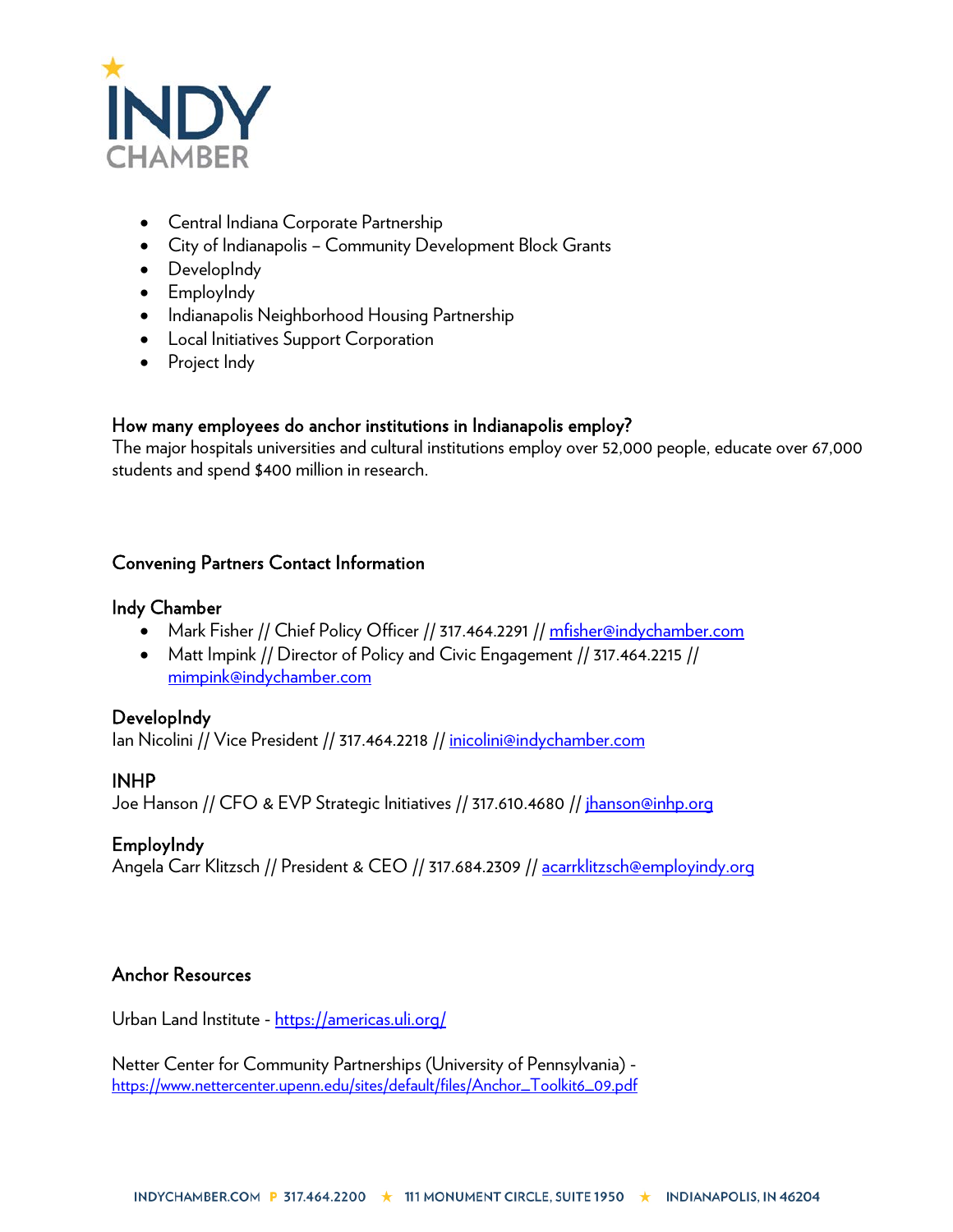- Central Indiana Corporate Partnership
- City of Indianapolis – Community Development Block Grants
- DevelopIndy
- EmployIndy
- Indianapolis Neighborhood Housing Partnership
- Local Initiatives Support Corporation
- Project Indy

### How many employees do anchor institutions in Indianapolis employ?

The major hospitals universities and cultural institutions employ over 52,000 people, educate over 67,000 students and spend $400 million in research.

## Convening Partners Contact Information

### Indy Chamber

- Mark Fisher // Chief Policy Officer // 317.464.2291 // mfisher@indychamber.com
- Matt Impink // Director of Policy and Civic Engagement // 317.464.2215 // mimpink@indychamber.com

### DevelopIndy

Ian Nicolini // Vice President // 317.464.2218 // inicolini@indychamber.com

### INHP

Joe Hanson // CFO & EVP Strategic Initiatives // 317.610.4680 // jhanson@inhp.org

### EmployIndy

Angela Carr Klitzsch // President & CEO // 317.684.2309 // acarrklitzsch@employindy.org

## Anchor Resources

Urban Land Institute - https://americas.uli.org/

Netter Center for Community Partnerships (University of Pennsylvania) - https://www.nettercenter.upenn.edu/sites/default/files/Anchor_Toolkit6_09.pdf